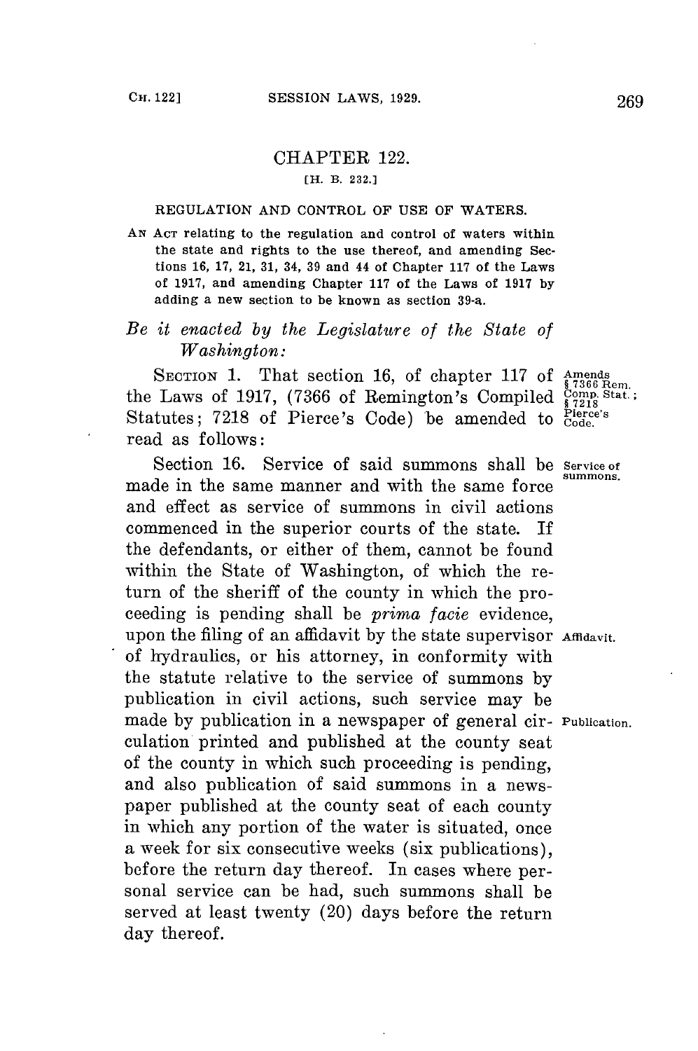# CHAPTER 122.

[H. B. 232.]

## REGULATION AND CONTROL OF USE OF WATERS.

AN ACT relating to the regulation and control of waters within the state and rights to the use thereof, and amending Sections 16, 17, 21, 31, 34, 39 and 44 of Chapter 117 of the Laws of 1917, and amending Chapter 117 of the Laws of 1917 by adding a new section to be known as section 39-a.

*Be it enacted by the Legislature of the State of Washington:*

SECTION 1. That section 16, of chapter 117 of the Laws of 1917, (7366 of Remington's Compiled Statutes; 7218 of Pierce's Code) be amended to read as follows:

Amends § 7366 Rem. Comp. Stat.; § 7218 Pierce's Code.

Section 16. Service of said summons shall be made in the same manner and with the same force and effect as service of summons in civil actions commenced in the superior courts of the state. If the defendants, or either of them, cannot be found within the State of Washington, of which the return of the sheriff of the county in which the proceeding is pending shall be *prima facie* evidence, upon the filing of an affidavit by the state supervisor of hydraulics, or his attorney, in conformity with the statute relative to the service of summons by publication in civil actions, such service may be made by publication in a newspaper of general circulation printed and published at the county seat of the county in which such proceeding is pending, and also publication of said summons in a newspaper published at the county seat of each county in which any portion of the water is situated, once a week for six consecutive weeks (six publications), before the return day thereof. In cases where personal service can be had, such summons shall be served at least twenty (20) days before the return day thereof.

Service of summons.

Affidavit.

Publication.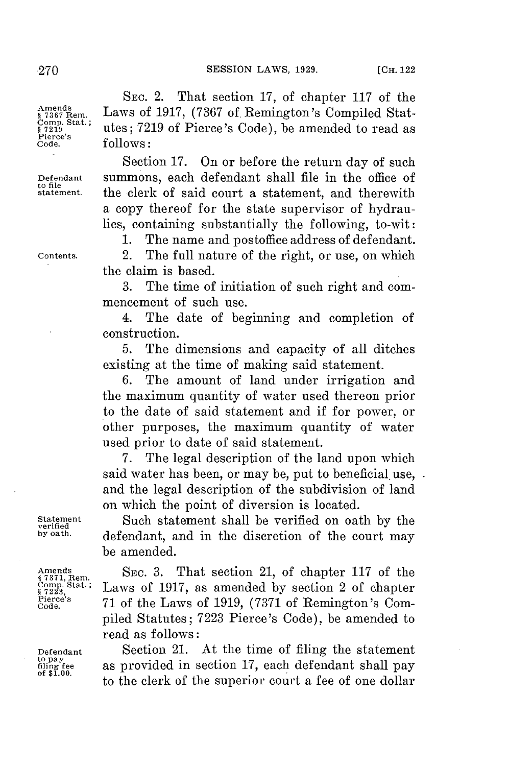SEC. 2. That section 17, of chapter 117 of the Laws of 1917, (7367 of Remington's Compiled Statutes; 7219 of Pierce's Code), be amended to read as follows:

Amends § 7367 Rem. Comp. Stat.; § 7219 Pierce's Code.

Section 17. On or before the return day of such summons, each defendant shall file in the office of the clerk of said court a statement, and therewith a copy thereof for the state supervisor of hydraulics, containing substantially the following, to-wit:

Defendant to file statement.

Contents.

1. The name and postoffice address of defendant.
2. The full nature of the right, or use, on which the claim is based.
3. The time of initiation of such right and commencement of such use.
4. The date of beginning and completion of construction.
5. The dimensions and capacity of all ditches existing at the time of making said statement.
6. The amount of land under irrigation and the maximum quantity of water used thereon prior to the date of said statement and if for power, or other purposes, the maximum quantity of water used prior to date of said statement.
7. The legal description of the land upon which said water has been, or may be, put to beneficial use, and the legal description of the subdivision of land on which the point of diversion is located.

Statement verified by oath.

Such statement shall be verified on oath by the defendant, and in the discretion of the court may be amended.

Amends § 7371, Rem. Comp. Stat.; § 7223, Pierce's Code.

SEC. 3. That section 21, of chapter 117 of the Laws of 1917, as amended by section 2 of chapter 71 of the Laws of 1919, (7371 of Remington's Compiled Statutes; 7223 Pierce's Code), be amended to read as follows:

Defendant to pay filing fee of $1.00.

Section 21. At the time of filing the statement as provided in section 17, each defendant shall pay to the clerk of the superior court a fee of one dollar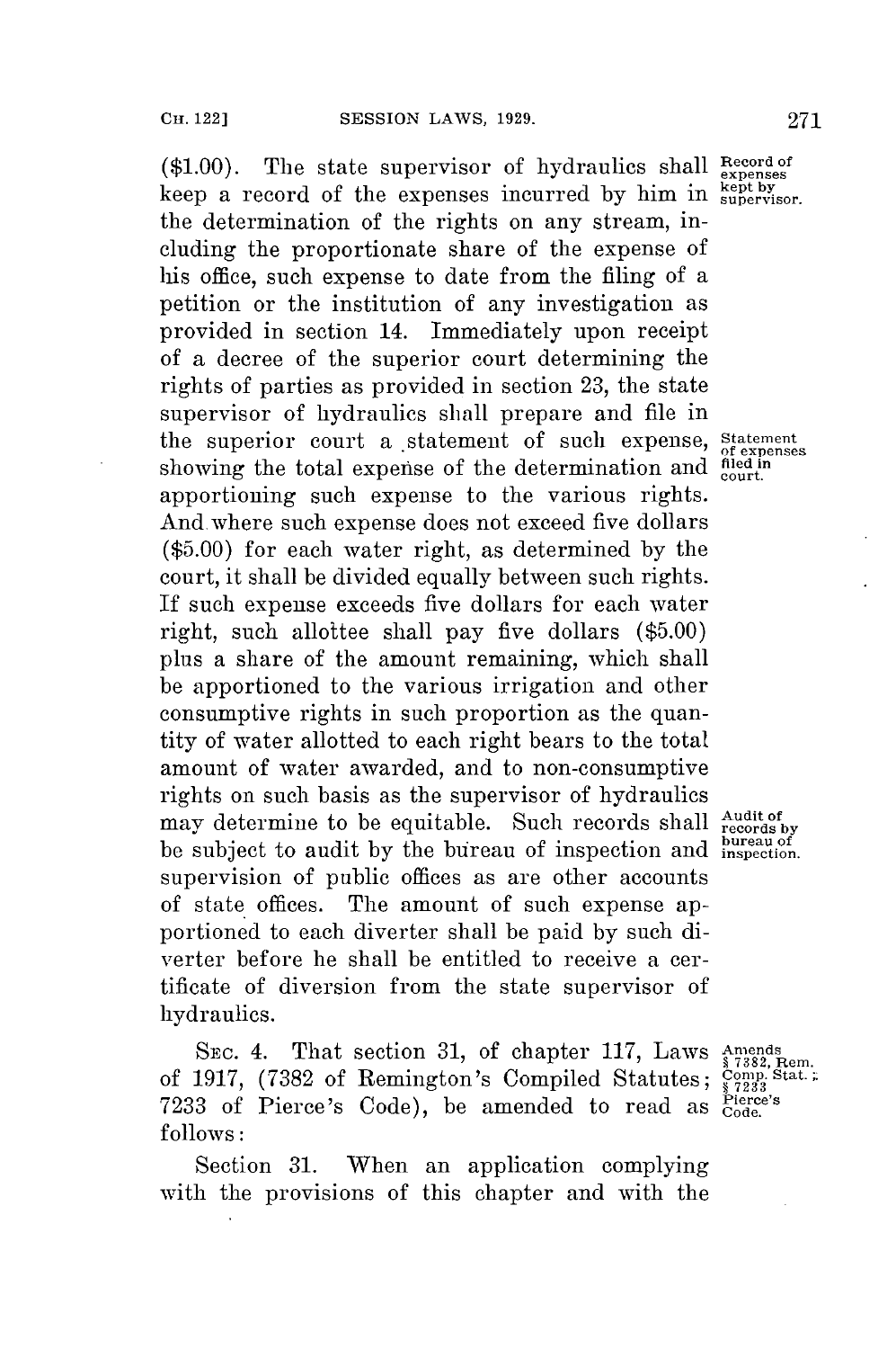($1.00). The state supervisor of hydraulics shall keep a record of the expenses incurred by him in the determination of the rights on any stream, including the proportionate share of the expense of his office, such expense to date from the filing of a petition or the institution of any investigation as provided in section 14. Immediately upon receipt of a decree of the superior court determining the rights of parties as provided in section 23, the state supervisor of hydraulics shall prepare and file in the superior court a statement of such expense, showing the total expense of the determination and apportioning such expense to the various rights. And where such expense does not exceed five dollars ($5.00) for each water right, as determined by the court, it shall be divided equally between such rights. If such expense exceeds five dollars for each water right, such allottee shall pay five dollars ($5.00) plus a share of the amount remaining, which shall be apportioned to the various irrigation and other consumptive rights in such proportion as the quantity of water allotted to each right bears to the total amount of water awarded, and to non-consumptive rights on such basis as the supervisor of hydraulics may determine to be equitable. Such records shall be subject to audit by the bureau of inspection and supervision of public offices as are other accounts of state offices. The amount of such expense apportioned to each diverter shall be paid by such diverter before he shall be entitled to receive a certificate of diversion from the state supervisor of hydraulics.

*Record of expenses kept by supervisor.*

*Statement of expenses filed in court.*

*Audit of records by bureau of inspection.*

SEC. 4. That section 31, of chapter 117, Laws of 1917, (7382 of Remington's Compiled Statutes; 7233 of Pierce's Code), be amended to read as follows:

*Amends § 7382, Rem. Comp. Stat.; § 7233 Pierce's Code.*

Section 31. When an application complying with the provisions of this chapter and with the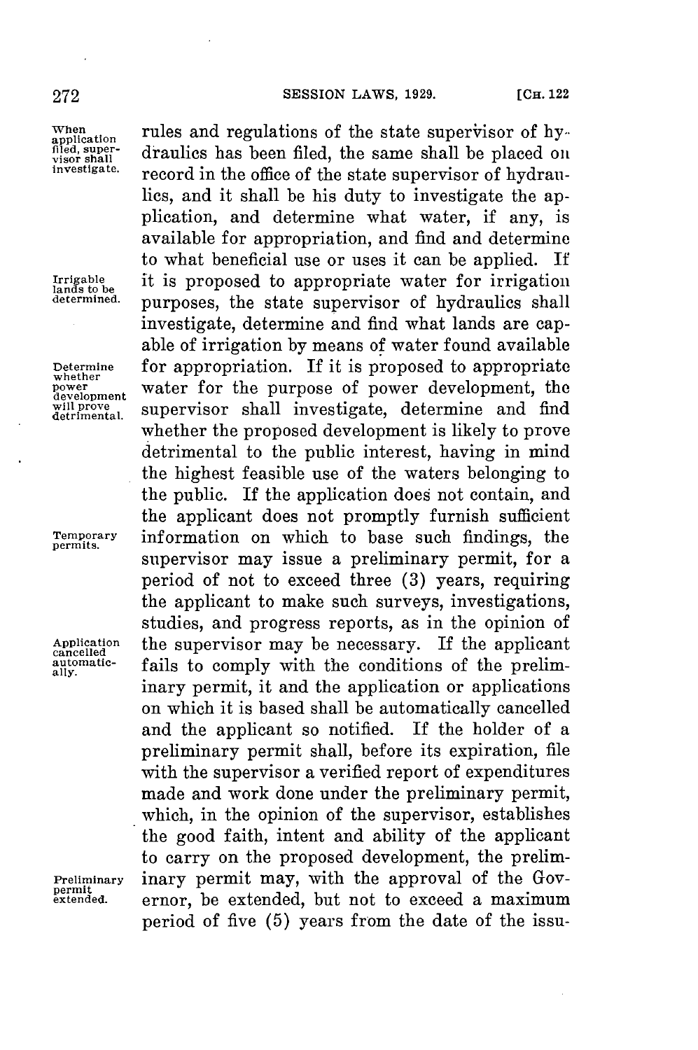rules and regulations of the state supervisor of hydraulics has been filed, the same shall be placed on record in the office of the state supervisor of hydraulics, and it shall be his duty to investigate the application, and determine what water, if any, is available for appropriation, and find and determine to what beneficial use or uses it can be applied. If it is proposed to appropriate water for irrigation purposes, the state supervisor of hydraulics shall investigate, determine and find what lands are capable of irrigation by means of water found available for appropriation. If it is proposed to appropriate water for the purpose of power development, the supervisor shall investigate, determine and find whether the proposed development is likely to prove detrimental to the public interest, having in mind the highest feasible use of the waters belonging to the public. If the application does not contain, and the applicant does not promptly furnish sufficient information on which to base such findings, the supervisor may issue a preliminary permit, for a period of not to exceed three (3) years, requiring the applicant to make such surveys, investigations, studies, and progress reports, as in the opinion of the supervisor may be necessary. If the applicant fails to comply with the conditions of the preliminary permit, it and the application or applications on which it is based shall be automatically cancelled and the applicant so notified. If the holder of a preliminary permit shall, before its expiration, file with the supervisor a verified report of expenditures made and work done under the preliminary permit, which, in the opinion of the supervisor, establishes the good faith, intent and ability of the applicant to carry on the proposed development, the preliminary permit may, with the approval of the Governor, be extended, but not to exceed a maximum period of five (5) years from the date of the issu-

*When application filed, supervisor shall investigate.*

*Irrigable lands to be determined.*

*Determine whether power development will prove detrimental.*

*Temporary permits.*

*Application cancelled automatically.*

*Preliminary permit extended.*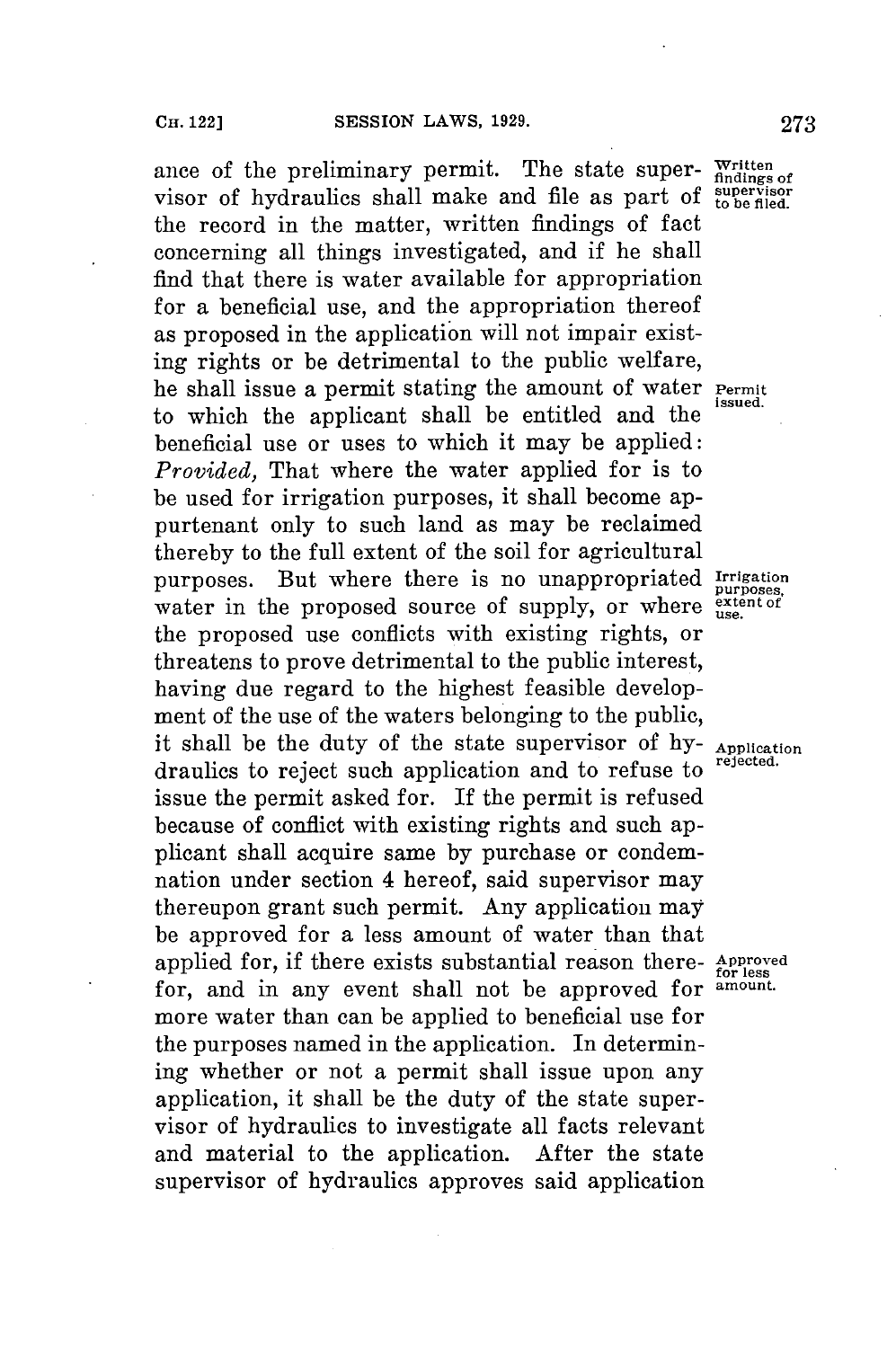ance of the preliminary permit. The state supervisor of hydraulics shall make and file as part of the record in the matter, written findings of fact concerning all things investigated, and if he shall find that there is water available for appropriation for a beneficial use, and the appropriation thereof as proposed in the application will not impair existing rights or be detrimental to the public welfare, he shall issue a permit stating the amount of water to which the applicant shall be entitled and the beneficial use or uses to which it may be applied: *Provided,* That where the water applied for is to be used for irrigation purposes, it shall become appurtenant only to such land as may be reclaimed thereby to the full extent of the soil for agricultural purposes. But where there is no unappropriated water in the proposed source of supply, or where the proposed use conflicts with existing rights, or threatens to prove detrimental to the public interest, having due regard to the highest feasible development of the use of the waters belonging to the public, it shall be the duty of the state supervisor of hydraulics to reject such application and to refuse to issue the permit asked for. If the permit is refused because of conflict with existing rights and such applicant shall acquire same by purchase or condemnation under section 4 hereof, said supervisor may thereupon grant such permit. Any application may be approved for a less amount of water than that applied for, if there exists substantial reason therefor, and in any event shall not be approved for more water than can be applied to beneficial use for the purposes named in the application. In determining whether or not a permit shall issue upon any application, it shall be the duty of the state supervisor of hydraulics to investigate all facts relevant and material to the application. After the state supervisor of hydraulics approves said application

Written findings of supervisor to be filed.

Permit issued.

Irrigation purposes, extent of use.

Application rejected.

Approved for less amount.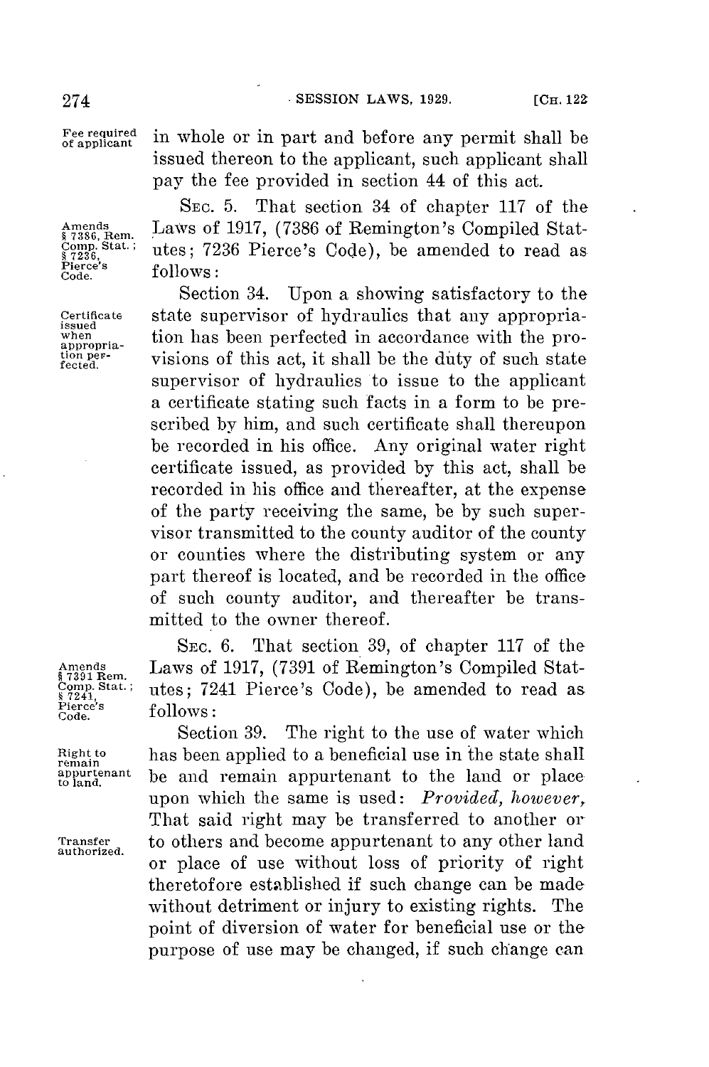in whole or in part and before any permit shall be issued thereon to the applicant, such applicant shall pay the fee provided in section 44 of this act.

Fee required of applicant

SEC. 5. That section 34 of chapter 117 of the Laws of 1917, (7386 of Remington's Compiled Statutes; 7236 Pierce's Code), be amended to read as follows:

Amends § 7386, Rem. Comp. Stat.; § 7236, Pierce's Code.

Section 34. Upon a showing satisfactory to the state supervisor of hydraulics that any appropriation has been perfected in accordance with the provisions of this act, it shall be the duty of such state supervisor of hydraulics to issue to the applicant a certificate stating such facts in a form to be prescribed by him, and such certificate shall thereupon be recorded in his office. Any original water right certificate issued, as provided by this act, shall be recorded in his office and thereafter, at the expense of the party receiving the same, be by such supervisor transmitted to the county auditor of the county or counties where the distributing system or any part thereof is located, and be recorded in the office of such county auditor, and thereafter be transmitted to the owner thereof.

Certificate issued when appropriation perfected.

SEC. 6. That section 39, of chapter 117 of the Laws of 1917, (7391 of Remington's Compiled Statutes; 7241 Pierce's Code), be amended to read as follows:

Amends § 7391 Rem. Comp. Stat.; § 7241, Pierce's Code.

Section 39. The right to the use of water which has been applied to a beneficial use in the state shall be and remain appurtenant to the land or place upon which the same is used: *Provided, however*, That said right may be transferred to another or to others and become appurtenant to any other land or place of use without loss of priority of right theretofore established if such change can be made without detriment or injury to existing rights. The point of diversion of water for beneficial use or the purpose of use may be changed, if such change can

Right to remain appurtenant to land.

Transfer authorized.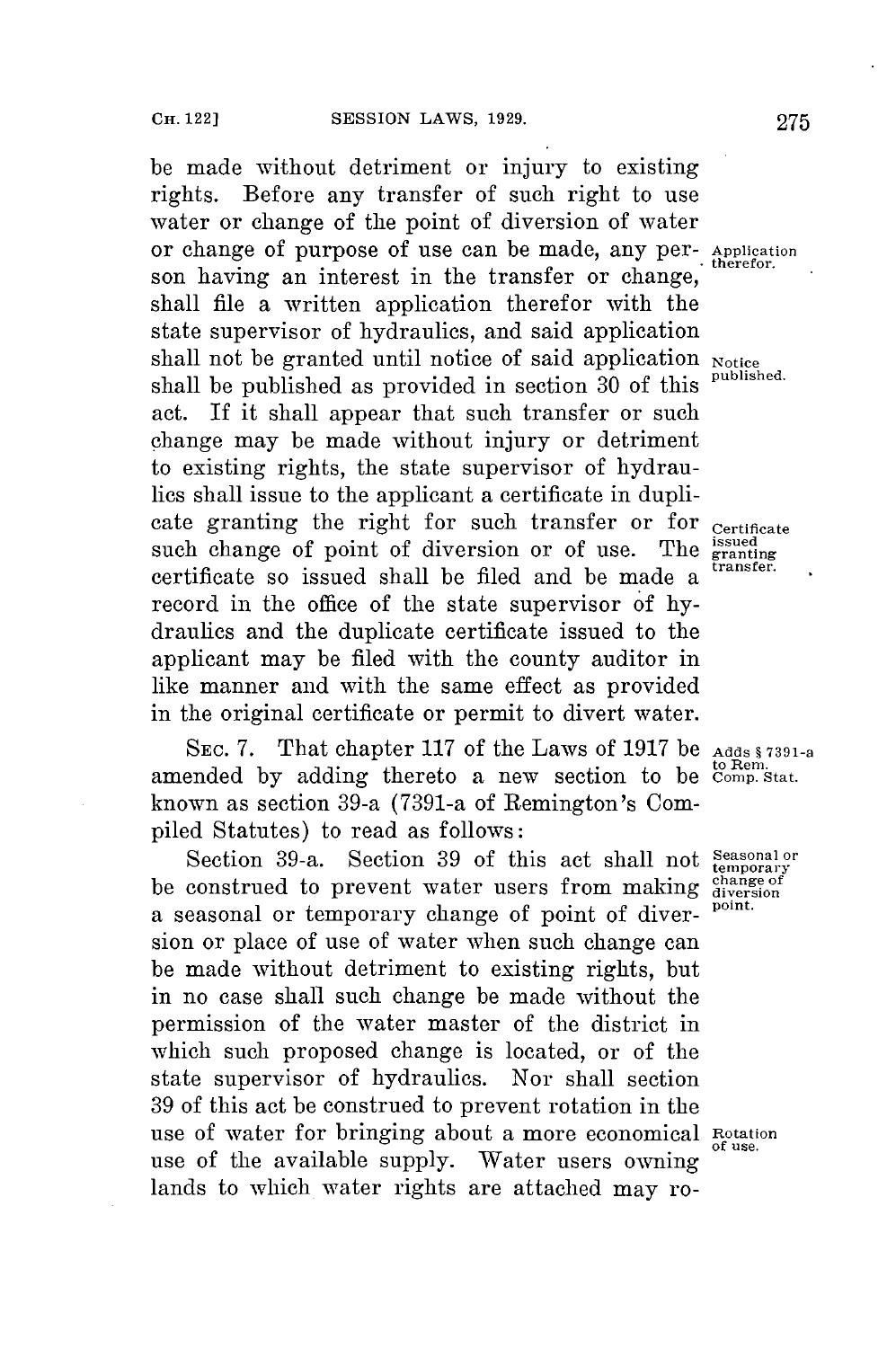be made without detriment or injury to existing rights. Before any transfer of such right to use water or change of the point of diversion of water or change of purpose of use can be made, any person having an interest in the transfer or change, shall file a written application therefor with the state supervisor of hydraulics, and said application shall not be granted until notice of said application shall be published as provided in section 30 of this act. If it shall appear that such transfer or such change may be made without injury or detriment to existing rights, the state supervisor of hydraulics shall issue to the applicant a certificate in duplicate granting the right for such transfer or for such change of point of diversion or of use. The certificate so issued shall be filed and be made a record in the office of the state supervisor of hydraulics and the duplicate certificate issued to the applicant may be filed with the county auditor in like manner and with the same effect as provided in the original certificate or permit to divert water.

*Application therefor.*

*Notice published.*

*Certificate issued granting transfer.*

SEC. 7. That chapter 117 of the Laws of 1917 be amended by adding thereto a new section to be known as section 39-a (7391-a of Remington's Compiled Statutes) to read as follows:

*Adds § 7391-a to Rem. Comp. Stat.*

Section 39-a. Section 39 of this act shall not be construed to prevent water users from making a seasonal or temporary change of point of diversion or place of use of water when such change can be made without detriment to existing rights, but in no case shall such change be made without the permission of the water master of the district in which such proposed change is located, or of the state supervisor of hydraulics. Nor shall section 39 of this act be construed to prevent rotation in the use of water for bringing about a more economical use of the available supply. Water users owning lands to which water rights are attached may ro-

*Seasonal or temporary change of diversion point.*

*Rotation of use.*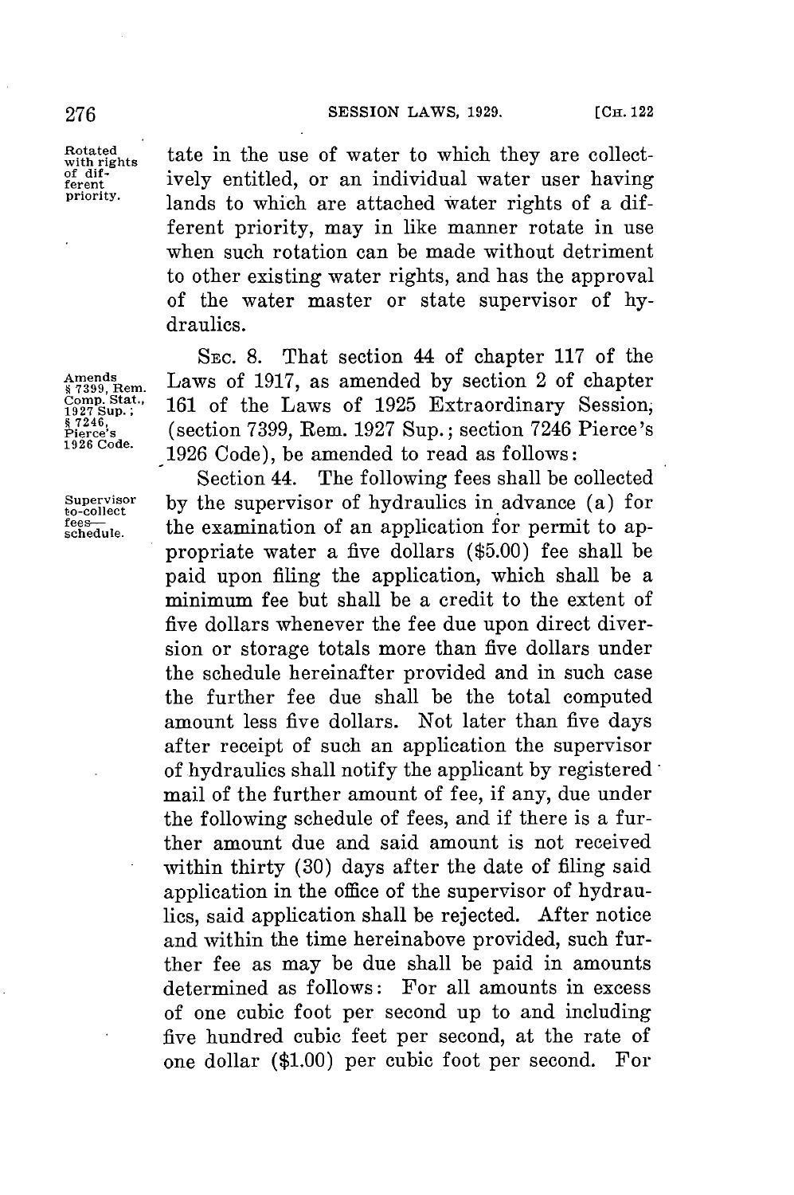tate in the use of water to which they are collectively entitled, or an individual water user having lands to which are attached water rights of a different priority, may in like manner rotate in use when such rotation can be made without detriment to other existing water rights, and has the approval of the water master or state supervisor of hydraulics.

Rotated with rights of different priority.

SEC. 8. That section 44 of chapter 117 of the Laws of 1917, as amended by section 2 of chapter 161 of the Laws of 1925 Extraordinary Session, (section 7399, Rem. 1927 Sup.; section 7246 Pierce's 1926 Code), be amended to read as follows:

Amends § 7399, Rem. Comp. Stat., 1927 Sup.; § 7246, Pierce's 1926 Code.

Section 44. The following fees shall be collected by the supervisor of hydraulics in advance (a) for the examination of an application for permit to appropriate water a five dollars ($5.00) fee shall be paid upon filing the application, which shall be a minimum fee but shall be a credit to the extent of five dollars whenever the fee due upon direct diversion or storage totals more than five dollars under the schedule hereinafter provided and in such case the further fee due shall be the total computed amount less five dollars. Not later than five days after receipt of such an application the supervisor of hydraulics shall notify the applicant by registered mail of the further amount of fee, if any, due under the following schedule of fees, and if there is a further amount due and said amount is not received within thirty (30) days after the date of filing said application in the office of the supervisor of hydraulics, said application shall be rejected. After notice and within the time hereinabove provided, such further fee as may be due shall be paid in amounts determined as follows: For all amounts in excess of one cubic foot per second up to and including five hundred cubic feet per second, at the rate of one dollar ($1.00) per cubic foot per second. For

Supervisor to collect fees—schedule.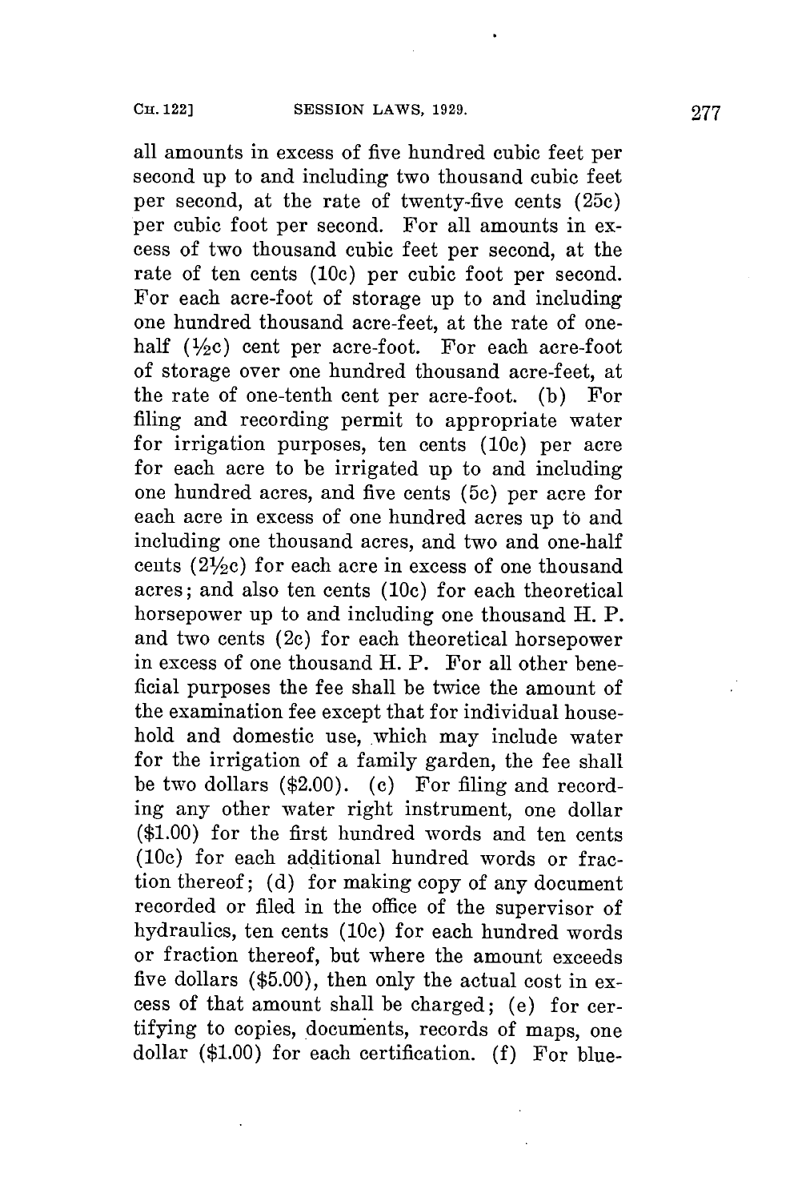all amounts in excess of five hundred cubic feet per second up to and including two thousand cubic feet per second, at the rate of twenty-five cents (25c) per cubic foot per second. For all amounts in excess of two thousand cubic feet per second, at the rate of ten cents (10c) per cubic foot per second. For each acre-foot of storage up to and including one hundred thousand acre-feet, at the rate of one-half (½c) cent per acre-foot. For each acre-foot of storage over one hundred thousand acre-feet, at the rate of one-tenth cent per acre-foot. (b) For filing and recording permit to appropriate water for irrigation purposes, ten cents (10c) per acre for each acre to be irrigated up to and including one hundred acres, and five cents (5c) per acre for each acre in excess of one hundred acres up to and including one thousand acres, and two and one-half cents (2½c) for each acre in excess of one thousand acres; and also ten cents (10c) for each theoretical horsepower up to and including one thousand H. P. and two cents (2c) for each theoretical horsepower in excess of one thousand H. P. For all other beneficial purposes the fee shall be twice the amount of the examination fee except that for individual household and domestic use, which may include water for the irrigation of a family garden, the fee shall be two dollars ($2.00). (c) For filing and recording any other water right instrument, one dollar ($1.00) for the first hundred words and ten cents (10c) for each additional hundred words or fraction thereof; (d) for making copy of any document recorded or filed in the office of the supervisor of hydraulics, ten cents (10c) for each hundred words or fraction thereof, but where the amount exceeds five dollars ($5.00), then only the actual cost in excess of that amount shall be charged; (e) for certifying to copies, documents, records of maps, one dollar ($1.00) for each certification. (f) For blue-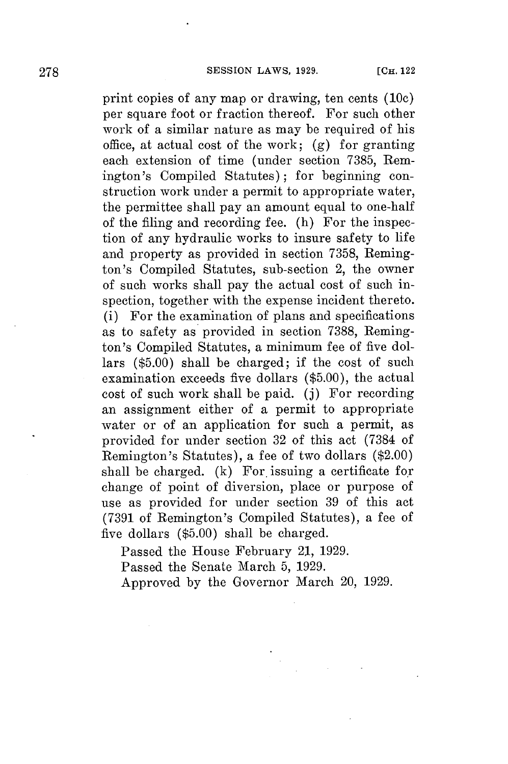print copies of any map or drawing, ten cents (10c) per square foot or fraction thereof. For such other work of a similar nature as may be required of his office, at actual cost of the work; (g) for granting each extension of time (under section 7385, Remington's Compiled Statutes); for beginning construction work under a permit to appropriate water, the permittee shall pay an amount equal to one-half of the filing and recording fee. (h) For the inspection of any hydraulic works to insure safety to life and property as provided in section 7358, Remington's Compiled Statutes, sub-section 2, the owner of such works shall pay the actual cost of such inspection, together with the expense incident thereto. (i) For the examination of plans and specifications as to safety as provided in section 7388, Remington's Compiled Statutes, a minimum fee of five dollars ($5.00) shall be charged; if the cost of such examination exceeds five dollars ($5.00), the actual cost of such work shall be paid. (j) For recording an assignment either of a permit to appropriate water or of an application for such a permit, as provided for under section 32 of this act (7384 of Remington's Statutes), a fee of two dollars ($2.00) shall be charged. (k) For issuing a certificate for change of point of diversion, place or purpose of use as provided for under section 39 of this act (7391 of Remington's Compiled Statutes), a fee of five dollars ($5.00) shall be charged.

Passed the House February 21, 1929.

Passed the Senate March 5, 1929.

Approved by the Governor March 20, 1929.